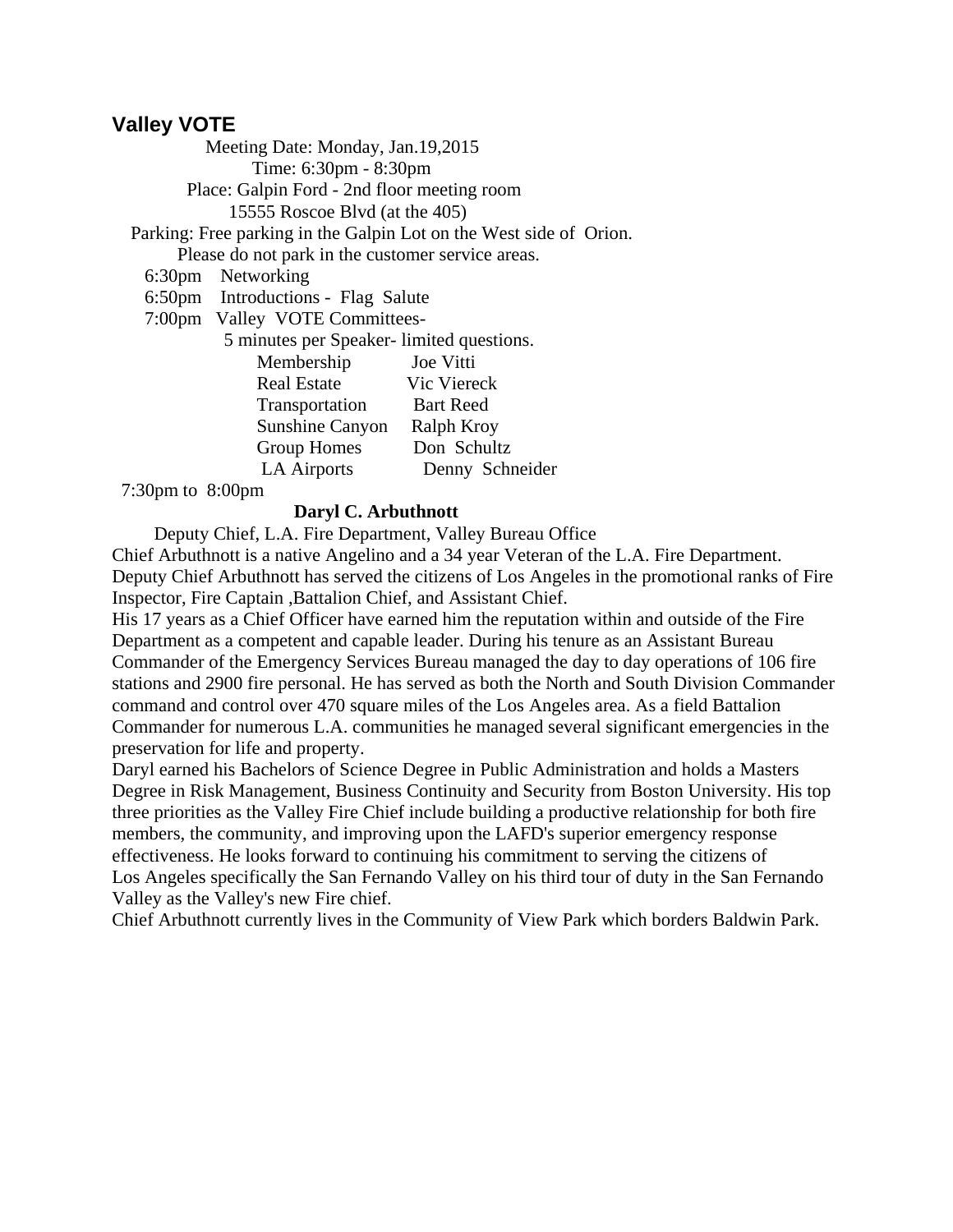## Valley VOTE

Meeting Date: Monday, Jan.19,2015

Time: 6:30pm - 8:30pm

Place: Galpin Ford - 2nd floor meeting room

15555 Roscoe Blvd (at the 405)

Parking: Free parking in the Galpin Lot on the West side of Orion.

Please do not park in the customer service areas.

6:30pm Networking

6:50pm Introductions - Flag Salute

7:00pm Valley VOTE Committees-

5 minutes per Speaker- limited questions.

| | |
|---|---|
| Membership | Joe Vitti |
| Real Estate | Vic Viereck |
| Transportation | Bart Reed |
| Sunshine Canyon | Ralph Kroy |
| Group Homes | Don Schultz |
| LA Airports | Denny Schneider |

7:30pm to 8:00pm

**Daryl C. Arbuthnott**

Deputy Chief, L.A. Fire Department, Valley Bureau Office

Chief Arbuthnott is a native Angelino and a 34 year Veteran of the L.A. Fire Department. Deputy Chief Arbuthnott has served the citizens of Los Angeles in the promotional ranks of Fire Inspector, Fire Captain ,Battalion Chief, and Assistant Chief.

His 17 years as a Chief Officer have earned him the reputation within and outside of the Fire Department as a competent and capable leader. During his tenure as an Assistant Bureau Commander of the Emergency Services Bureau managed the day to day operations of 106 fire stations and 2900 fire personal. He has served as both the North and South Division Commander command and control over 470 square miles of the Los Angeles area. As a field Battalion Commander for numerous L.A. communities he managed several significant emergencies in the preservation for life and property.

Daryl earned his Bachelors of Science Degree in Public Administration and holds a Masters Degree in Risk Management, Business Continuity and Security from Boston University. His top three priorities as the Valley Fire Chief include building a productive relationship for both fire members, the community, and improving upon the LAFD's superior emergency response effectiveness. He looks forward to continuing his commitment to serving the citizens of Los Angeles specifically the San Fernando Valley on his third tour of duty in the San Fernando Valley as the Valley's new Fire chief.

Chief Arbuthnott currently lives in the Community of View Park which borders Baldwin Park.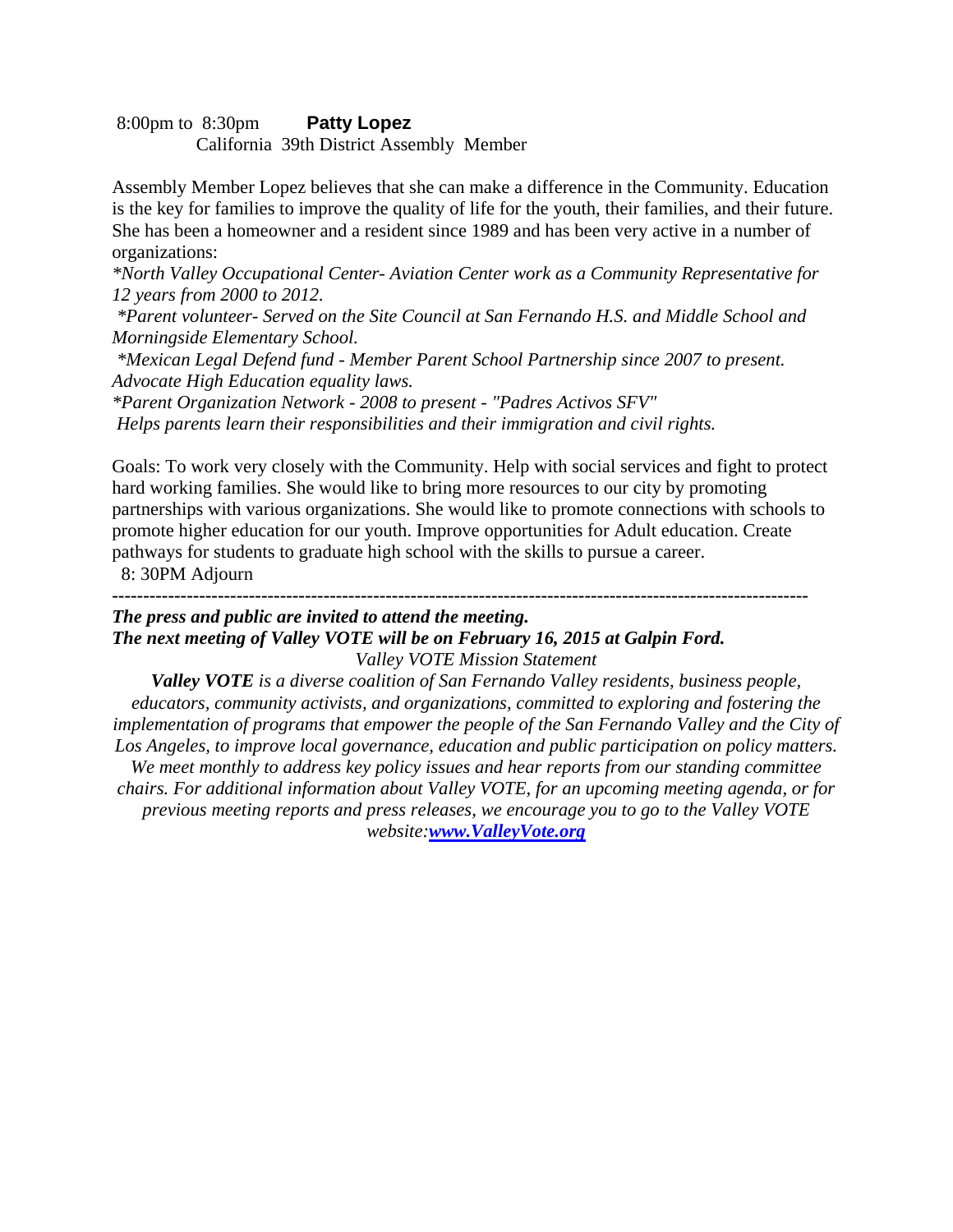8:00pm to 8:30pm **Patty Lopez**
California 39th District Assembly Member

Assembly Member Lopez believes that she can make a difference in the Community. Education is the key for families to improve the quality of life for the youth, their families, and their future. She has been a homeowner and a resident since 1989 and has been very active in a number of organizations:

*\*North Valley Occupational Center- Aviation Center work as a Community Representative for 12 years from 2000 to 2012.*

*\*Parent volunteer- Served on the Site Council at San Fernando H.S. and Middle School and Morningside Elementary School.*

*\*Mexican Legal Defend fund - Member Parent School Partnership since 2007 to present. Advocate High Education equality laws.*

*\*Parent Organization Network - 2008 to present - "Padres Activos SFV"*
*Helps parents learn their responsibilities and their immigration and civil rights.*

Goals: To work very closely with the Community. Help with social services and fight to protect hard working families. She would like to bring more resources to our city by promoting partnerships with various organizations. She would like to promote connections with schools to promote higher education for our youth. Improve opportunities for Adult education. Create pathways for students to graduate high school with the skills to pursue a career.

8: 30PM Adjourn

---

***The press and public are invited to attend the meeting.***
***The next meeting of Valley VOTE will be on February 16, 2015 at Galpin Ford.***

*Valley VOTE Mission Statement*

***Valley VOTE** is a diverse coalition of San Fernando Valley residents, business people, educators, community activists, and organizations, committed to exploring and fostering the implementation of programs that empower the people of the San Fernando Valley and the City of Los Angeles, to improve local governance, education and public participation on policy matters. We meet monthly to address key policy issues and hear reports from our standing committee chairs. For additional information about Valley VOTE, for an upcoming meeting agenda, or for previous meeting reports and press releases, we encourage you to go to the Valley VOTE website:**www.ValleyVote.org***